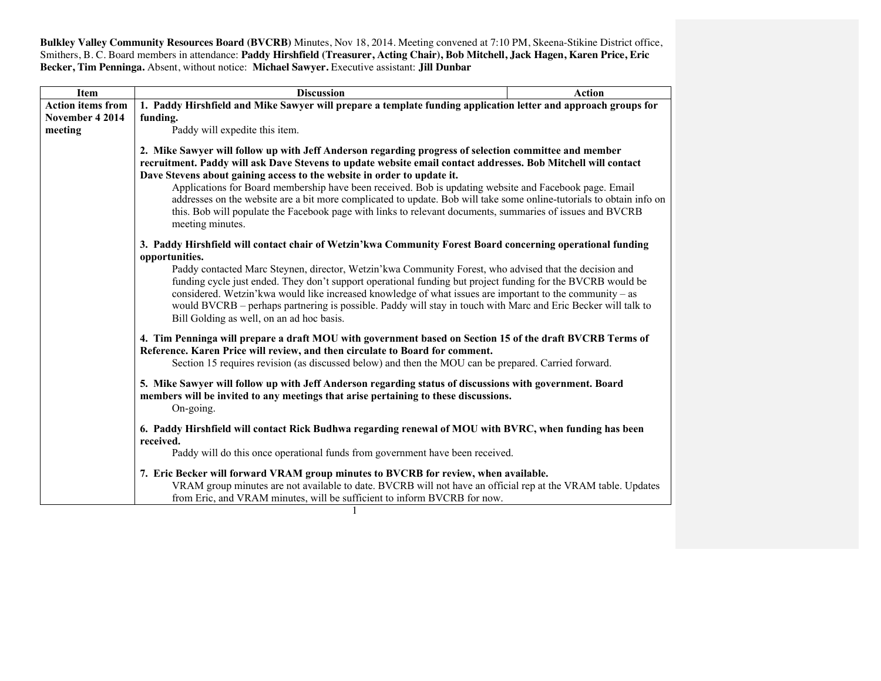**Bulkley Valley Community Resources Board (BVCRB)** Minutes, Nov 18, 2014. Meeting convened at 7:10 PM, Skeena-Stikine District office, Smithers, B. C. Board members in attendance: **Paddy Hirshfield (Treasurer, Acting Chair), Bob Mitchell, Jack Hagen, Karen Price, Eric Becker, Tim Penninga.** Absent, without notice: **Michael Sawyer.** Executive assistant: **Jill Dunbar**

| Item | Discussion | Action |
|---|---|---|
| **Action items from November 4 2014 meeting** | **1. Paddy Hirshfield and Mike Sawyer will prepare a template funding application letter and approach groups for funding.**<br>Paddy will expedite this item.<br><br>**2. Mike Sawyer will follow up with Jeff Anderson regarding progress of selection committee and member recruitment. Paddy will ask Dave Stevens to update website email contact addresses. Bob Mitchell will contact Dave Stevens about gaining access to the website in order to update it.**<br>Applications for Board membership have been received. Bob is updating website and Facebook page. Email addresses on the website are a bit more complicated to update. Bob will take some online-tutorials to obtain info on this. Bob will populate the Facebook page with links to relevant documents, summaries of issues and BVCRB meeting minutes.<br><br>**3. Paddy Hirshfield will contact chair of Wetzin'kwa Community Forest Board concerning operational funding opportunities.**<br>Paddy contacted Marc Steynen, director, Wetzin'kwa Community Forest, who advised that the decision and funding cycle just ended. They don't support operational funding but project funding for the BVCRB would be considered. Wetzin'kwa would like increased knowledge of what issues are important to the community – as would BVCRB – perhaps partnering is possible. Paddy will stay in touch with Marc and Eric Becker will talk to Bill Golding as well, on an ad hoc basis.<br><br>**4. Tim Penninga will prepare a draft MOU with government based on Section 15 of the draft BVCRB Terms of Reference. Karen Price will review, and then circulate to Board for comment.**<br>Section 15 requires revision (as discussed below) and then the MOU can be prepared. Carried forward.<br><br>**5. Mike Sawyer will follow up with Jeff Anderson regarding status of discussions with government. Board members will be invited to any meetings that arise pertaining to these discussions.**<br>On-going.<br><br>**6. Paddy Hirshfield will contact Rick Budhwa regarding renewal of MOU with BVRC, when funding has been received.**<br>Paddy will do this once operational funds from government have been received.<br><br>**7. Eric Becker will forward VRAM group minutes to BVCRB for review, when available.**<br>VRAM group minutes are not available to date. BVCRB will not have an official rep at the VRAM table. Updates from Eric, and VRAM minutes, will be sufficient to inform BVCRB for now. | |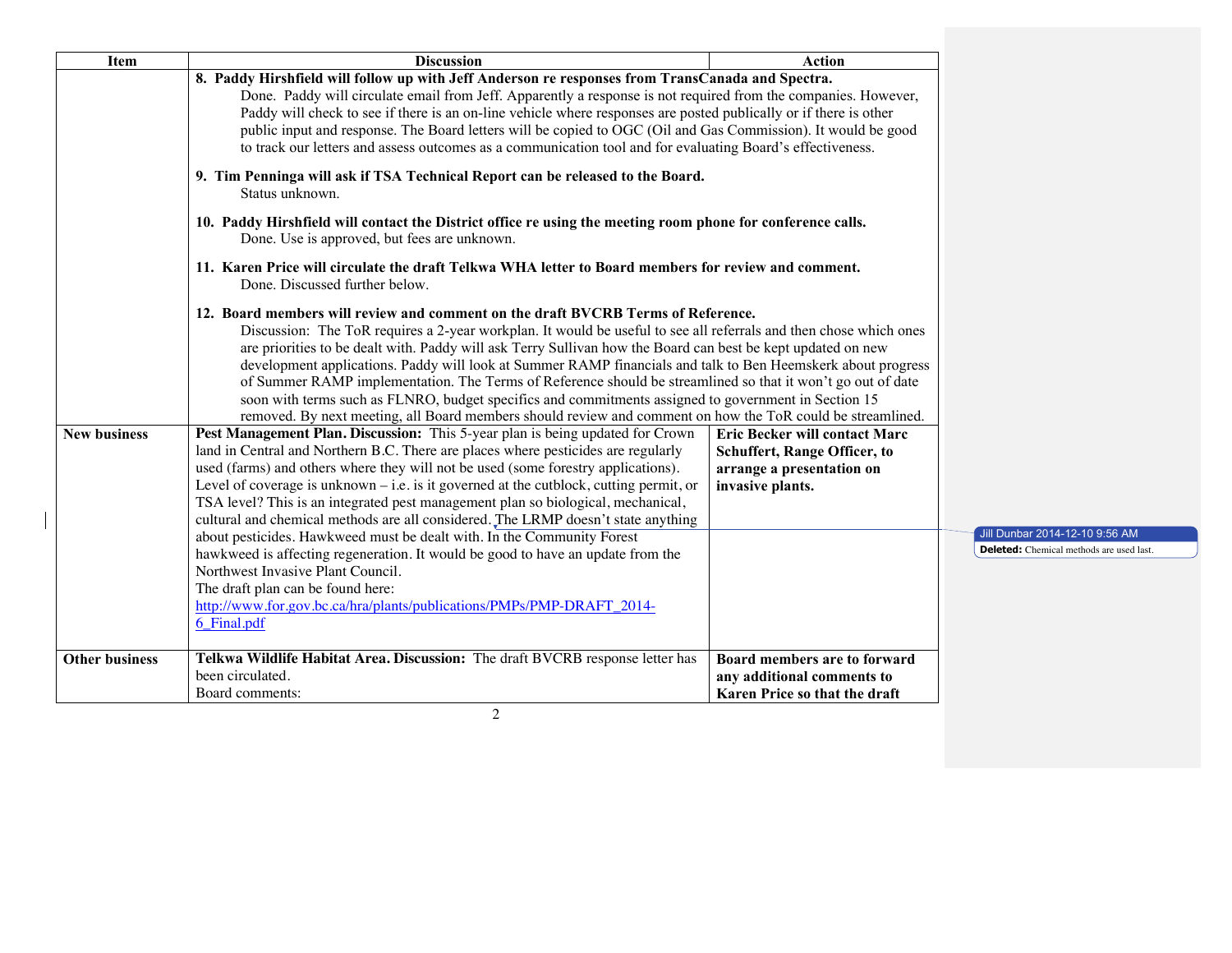| Item | Discussion | Action |
|---|---|---|
| | **8. Paddy Hirshfield will follow up with Jeff Anderson re responses from TransCanada and Spectra.** Done. Paddy will circulate email from Jeff. Apparently a response is not required from the companies. However, Paddy will check to see if there is an on-line vehicle where responses are posted publically or if there is other public input and response. The Board letters will be copied to OGC (Oil and Gas Commission). It would be good to track our letters and assess outcomes as a communication tool and for evaluating Board's effectiveness.<br><br>**9. Tim Penninga will ask if TSA Technical Report can be released to the Board.** Status unknown.<br><br>**10. Paddy Hirshfield will contact the District office re using the meeting room phone for conference calls.** Done. Use is approved, but fees are unknown.<br><br>**11. Karen Price will circulate the draft Telkwa WHA letter to Board members for review and comment.** Done. Discussed further below.<br><br>**12. Board members will review and comment on the draft BVCRB Terms of Reference.** Discussion: The ToR requires a 2-year workplan. It would be useful to see all referrals and then chose which ones are priorities to be dealt with. Paddy will ask Terry Sullivan how the Board can best be kept updated on new development applications. Paddy will look at Summer RAMP financials and talk to Ben Heemskerk about progress of Summer RAMP implementation. The Terms of Reference should be streamlined so that it won't go out of date soon with terms such as FLNRO, budget specifics and commitments assigned to government in Section 15 removed. By next meeting, all Board members should review and comment on how the ToR could be streamlined. | |
| **New business** | **Pest Management Plan. Discussion:** This 5-year plan is being updated for Crown land in Central and Northern B.C. There are places where pesticides are regularly used (farms) and others where they will not be used (some forestry applications). Level of coverage is unknown – i.e. is it governed at the cutblock, cutting permit, or TSA level? This is an integrated pest management plan so biological, mechanical, cultural and chemical methods are all considered. The LRMP doesn't state anything about pesticides. Hawkweed must be dealt with. In the Community Forest hawkweed is affecting regeneration. It would be good to have an update from the Northwest Invasive Plant Council.<br>The draft plan can be found here: http://www.for.gov.bc.ca/hra/plants/publications/PMPs/PMP-DRAFT_2014-6_Final.pdf | **Eric Becker will contact Marc Schuffert, Range Officer, to arrange a presentation on invasive plants.** |
| **Other business** | **Telkwa Wildlife Habitat Area. Discussion:** The draft BVCRB response letter has been circulated.<br>Board comments: | **Board members are to forward any additional comments to Karen Price so that the draft** |

Jill Dunbar 2014-12-10 9:56 AM
**Deleted:** Chemical methods are used last.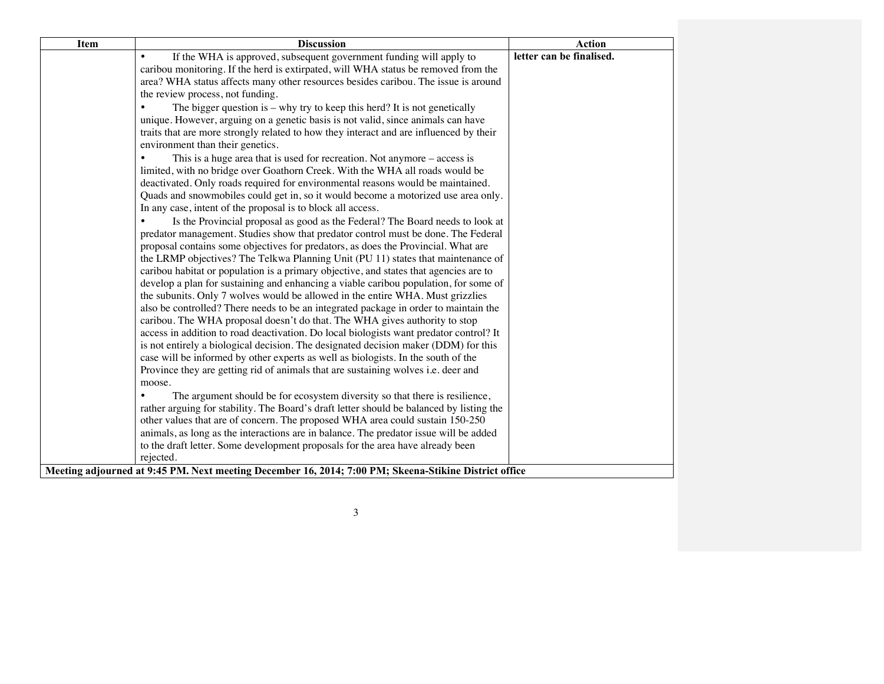| Item | Discussion | Action |
|---|---|---|
| | • If the WHA is approved, subsequent government funding will apply to caribou monitoring. If the herd is extirpated, will WHA status be removed from the area? WHA status affects many other resources besides caribou. The issue is around the review process, not funding.<br>• The bigger question is – why try to keep this herd? It is not genetically unique. However, arguing on a genetic basis is not valid, since animals can have traits that are more strongly related to how they interact and are influenced by their environment than their genetics.<br>• This is a huge area that is used for recreation. Not anymore – access is limited, with no bridge over Goathorn Creek. With the WHA all roads would be deactivated. Only roads required for environmental reasons would be maintained. Quads and snowmobiles could get in, so it would become a motorized use area only. In any case, intent of the proposal is to block all access.<br>• Is the Provincial proposal as good as the Federal? The Board needs to look at predator management. Studies show that predator control must be done. The Federal proposal contains some objectives for predators, as does the Provincial. What are the LRMP objectives? The Telkwa Planning Unit (PU 11) states that maintenance of caribou habitat or population is a primary objective, and states that agencies are to develop a plan for sustaining and enhancing a viable caribou population, for some of the subunits. Only 7 wolves would be allowed in the entire WHA. Must grizzlies also be controlled? There needs to be an integrated package in order to maintain the caribou. The WHA proposal doesn't do that. The WHA gives authority to stop access in addition to road deactivation. Do local biologists want predator control? It is not entirely a biological decision. The designated decision maker (DDM) for this case will be informed by other experts as well as biologists. In the south of the Province they are getting rid of animals that are sustaining wolves i.e. deer and moose.<br>• The argument should be for ecosystem diversity so that there is resilience, rather arguing for stability. The Board's draft letter should be balanced by listing the other values that are of concern. The proposed WHA area could sustain 150-250 animals, as long as the interactions are in balance. The predator issue will be added to the draft letter. Some development proposals for the area have already been rejected. | **letter can be finalised.** |
| **Meeting adjourned at 9:45 PM. Next meeting December 16, 2014; 7:00 PM; Skeena-Stikine District office** | | |